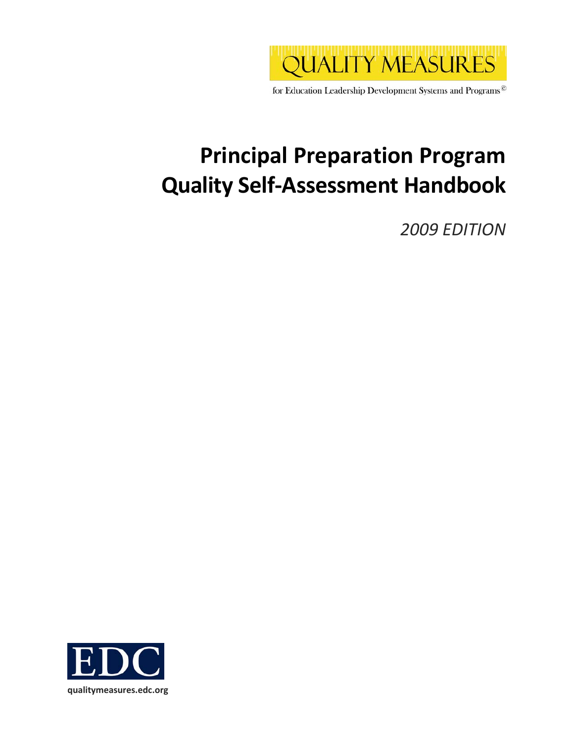QUALITY MEASURES

for Education Leadership Development Systems and Programs©

# Principal Preparation Program Quality Self-Assessment Handbook

*2009 EDITION*

EDC

**qualitymeasures.edc.org**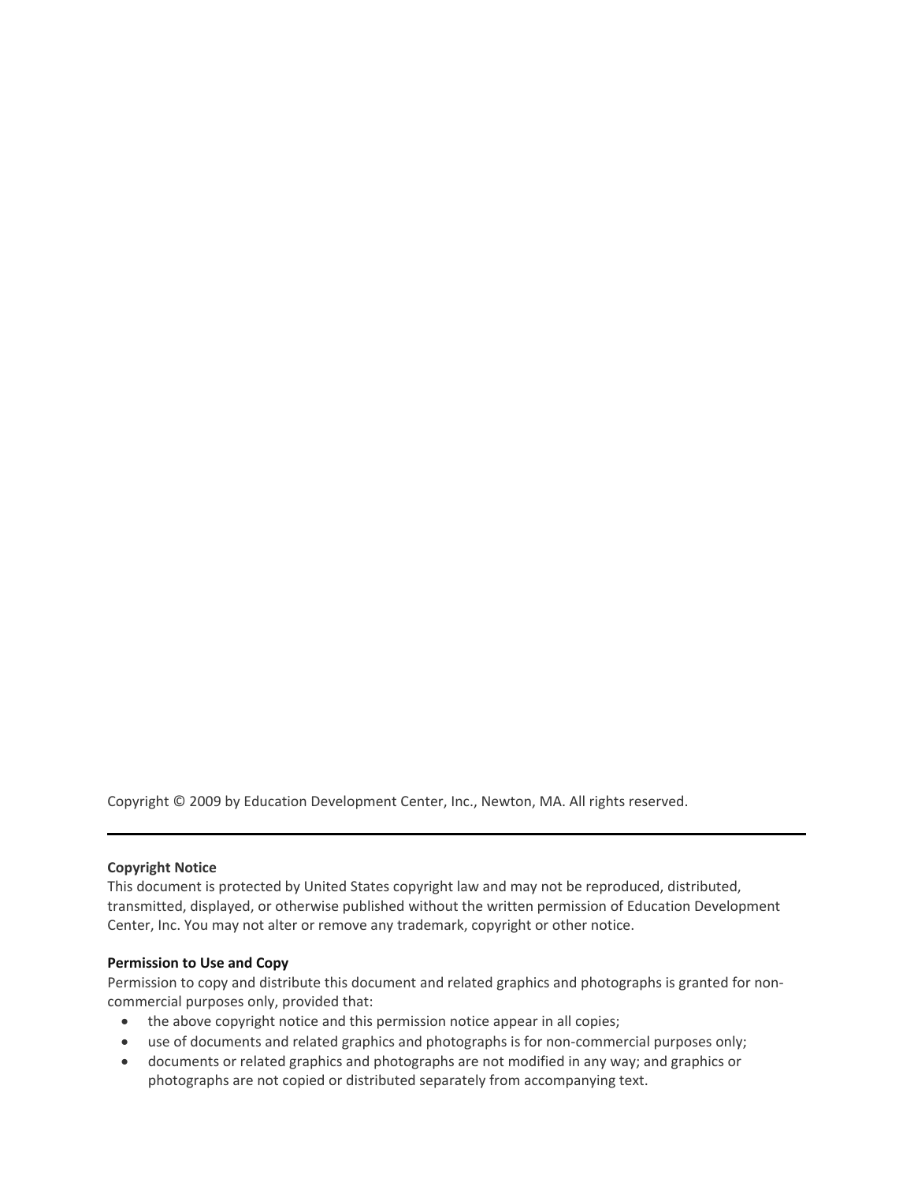Copyright © 2009 by Education Development Center, Inc., Newton, MA. All rights reserved.

---

**Copyright Notice**
This document is protected by United States copyright law and may not be reproduced, distributed, transmitted, displayed, or otherwise published without the written permission of Education Development Center, Inc. You may not alter or remove any trademark, copyright or other notice.

**Permission to Use and Copy**
Permission to copy and distribute this document and related graphics and photographs is granted for non-commercial purposes only, provided that:

- the above copyright notice and this permission notice appear in all copies;
- use of documents and related graphics and photographs is for non-commercial purposes only;
- documents or related graphics and photographs are not modified in any way; and graphics or photographs are not copied or distributed separately from accompanying text.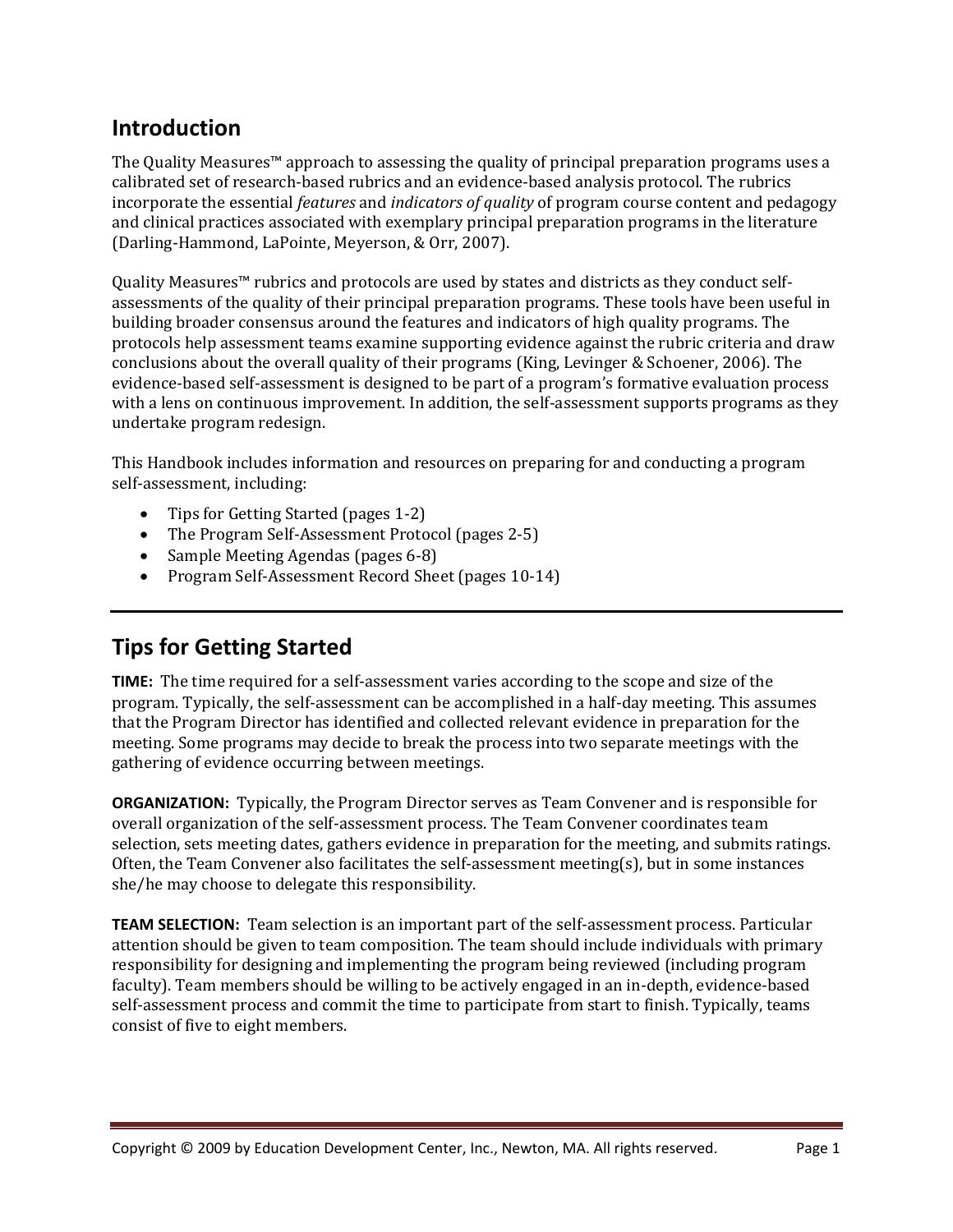## Introduction

The Quality Measures™ approach to assessing the quality of principal preparation programs uses a calibrated set of research-based rubrics and an evidence-based analysis protocol. The rubrics incorporate the essential *features* and *indicators of quality* of program course content and pedagogy and clinical practices associated with exemplary principal preparation programs in the literature (Darling-Hammond, LaPointe, Meyerson, & Orr, 2007).

Quality Measures™ rubrics and protocols are used by states and districts as they conduct self-assessments of the quality of their principal preparation programs. These tools have been useful in building broader consensus around the features and indicators of high quality programs. The protocols help assessment teams examine supporting evidence against the rubric criteria and draw conclusions about the overall quality of their programs (King, Levinger & Schoener, 2006). The evidence-based self-assessment is designed to be part of a program's formative evaluation process with a lens on continuous improvement. In addition, the self-assessment supports programs as they undertake program redesign.

This Handbook includes information and resources on preparing for and conducting a program self-assessment, including:

- Tips for Getting Started (pages 1-2)
- The Program Self-Assessment Protocol (pages 2-5)
- Sample Meeting Agendas (pages 6-8)
- Program Self-Assessment Record Sheet (pages 10-14)

---

## Tips for Getting Started

**TIME:** The time required for a self-assessment varies according to the scope and size of the program. Typically, the self-assessment can be accomplished in a half-day meeting. This assumes that the Program Director has identified and collected relevant evidence in preparation for the meeting. Some programs may decide to break the process into two separate meetings with the gathering of evidence occurring between meetings.

**ORGANIZATION:** Typically, the Program Director serves as Team Convener and is responsible for overall organization of the self-assessment process. The Team Convener coordinates team selection, sets meeting dates, gathers evidence in preparation for the meeting, and submits ratings. Often, the Team Convener also facilitates the self-assessment meeting(s), but in some instances she/he may choose to delegate this responsibility.

**TEAM SELECTION:** Team selection is an important part of the self-assessment process. Particular attention should be given to team composition. The team should include individuals with primary responsibility for designing and implementing the program being reviewed (including program faculty). Team members should be willing to be actively engaged in an in-depth, evidence-based self-assessment process and commit the time to participate from start to finish. Typically, teams consist of five to eight members.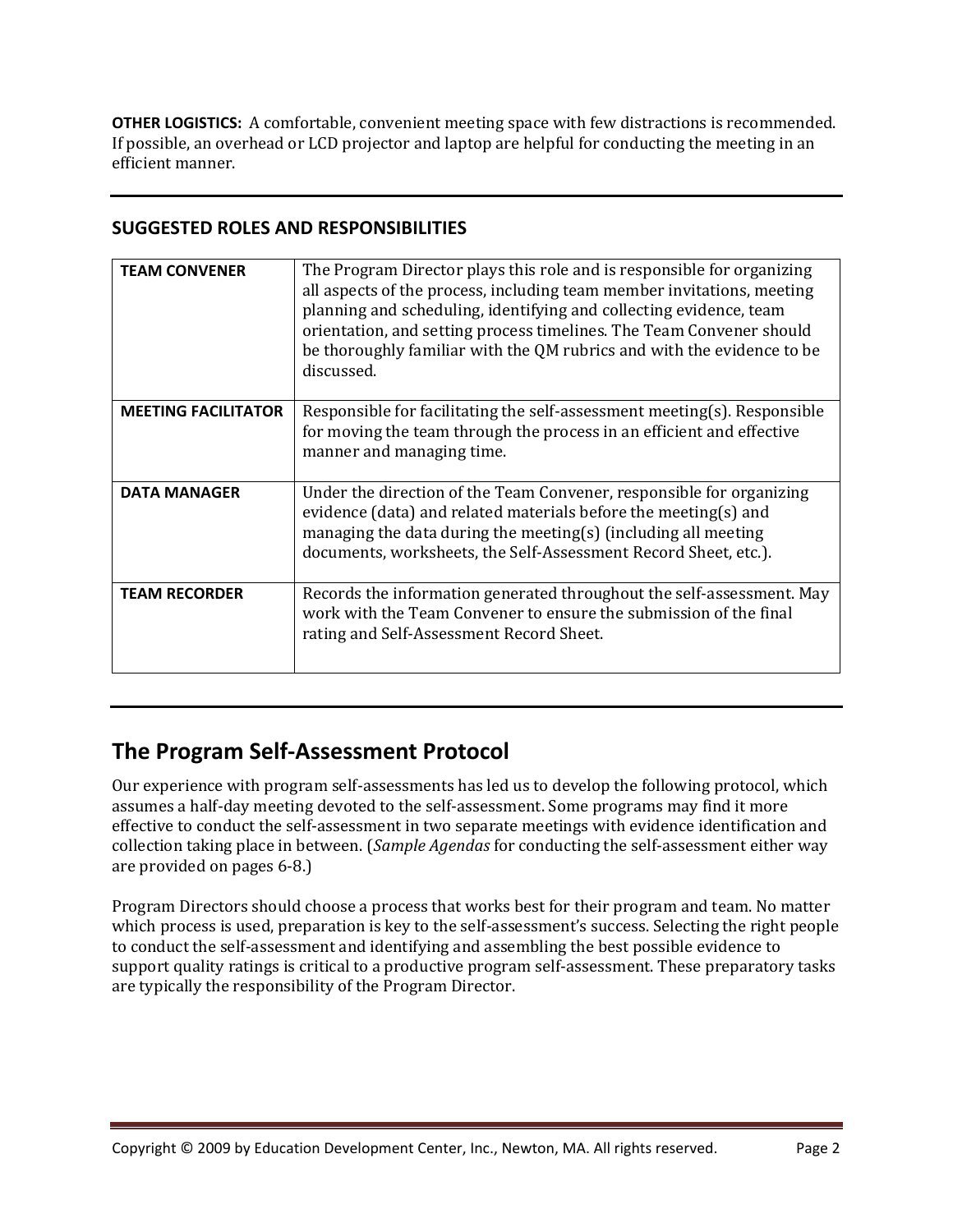**OTHER LOGISTICS:** A comfortable, convenient meeting space with few distractions is recommended. If possible, an overhead or LCD projector and laptop are helpful for conducting the meeting in an efficient manner.

---

### SUGGESTED ROLES AND RESPONSIBILITIES

| | |
|---|---|
| **TEAM CONVENER** | The Program Director plays this role and is responsible for organizing all aspects of the process, including team member invitations, meeting planning and scheduling, identifying and collecting evidence, team orientation, and setting process timelines. The Team Convener should be thoroughly familiar with the QM rubrics and with the evidence to be discussed. |
| **MEETING FACILITATOR** | Responsible for facilitating the self-assessment meeting(s). Responsible for moving the team through the process in an efficient and effective manner and managing time. |
| **DATA MANAGER** | Under the direction of the Team Convener, responsible for organizing evidence (data) and related materials before the meeting(s) and managing the data during the meeting(s) (including all meeting documents, worksheets, the Self-Assessment Record Sheet, etc.). |
| **TEAM RECORDER** | Records the information generated throughout the self-assessment. May work with the Team Convener to ensure the submission of the final rating and Self-Assessment Record Sheet. |

---

## The Program Self-Assessment Protocol

Our experience with program self-assessments has led us to develop the following protocol, which assumes a half-day meeting devoted to the self-assessment. Some programs may find it more effective to conduct the self-assessment in two separate meetings with evidence identification and collection taking place in between. (*Sample Agendas* for conducting the self-assessment either way are provided on pages 6-8.)

Program Directors should choose a process that works best for their program and team. No matter which process is used, preparation is key to the self-assessment's success. Selecting the right people to conduct the self-assessment and identifying and assembling the best possible evidence to support quality ratings is critical to a productive program self-assessment. These preparatory tasks are typically the responsibility of the Program Director.

Copyright © 2009 by Education Development Center, Inc., Newton, MA. All rights reserved.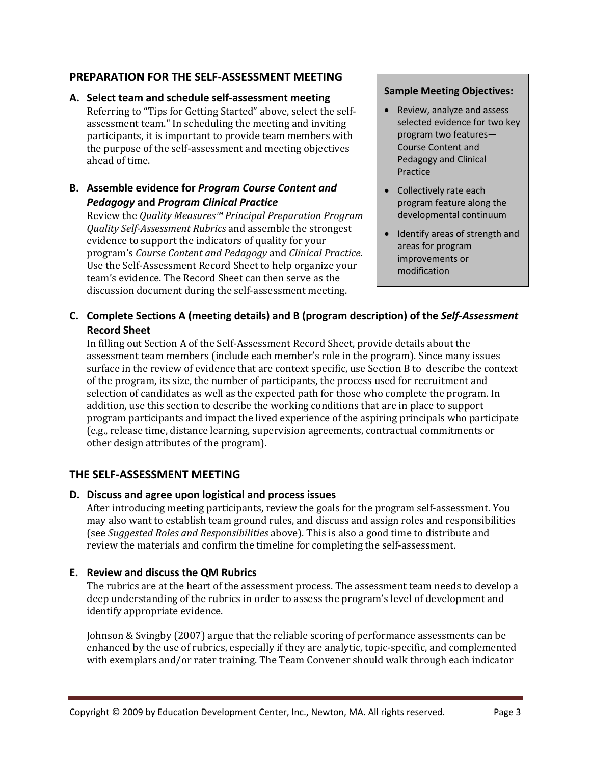## PREPARATION FOR THE SELF-ASSESSMENT MEETING

**A. Select team and schedule self-assessment meeting**

Referring to "Tips for Getting Started" above, select the self-assessment team." In scheduling the meeting and inviting participants, it is important to provide team members with the purpose of the self-assessment and meeting objectives ahead of time.

**B. Assemble evidence for *Program Course Content and Pedagogy* and *Program Clinical Practice***

Review the *Quality Measures™ Principal Preparation Program Quality Self-Assessment Rubrics* and assemble the strongest evidence to support the indicators of quality for your program's *Course Content and Pedagogy* and *Clinical Practice*. Use the Self-Assessment Record Sheet to help organize your team's evidence. The Record Sheet can then serve as the discussion document during the self-assessment meeting.

> **Sample Meeting Objectives:**
>
> - Review, analyze and assess selected evidence for two key program two features—Course Content and Pedagogy and Clinical Practice
> - Collectively rate each program feature along the developmental continuum
> - Identify areas of strength and areas for program improvements or modification

**C. Complete Sections A (meeting details) and B (program description) of the *Self-Assessment* Record Sheet**

In filling out Section A of the Self-Assessment Record Sheet, provide details about the assessment team members (include each member's role in the program). Since many issues surface in the review of evidence that are context specific, use Section B to describe the context of the program, its size, the number of participants, the process used for recruitment and selection of candidates as well as the expected path for those who complete the program. In addition, use this section to describe the working conditions that are in place to support program participants and impact the lived experience of the aspiring principals who participate (e.g., release time, distance learning, supervision agreements, contractual commitments or other design attributes of the program).

## THE SELF-ASSESSMENT MEETING

**D. Discuss and agree upon logistical and process issues**

After introducing meeting participants, review the goals for the program self-assessment. You may also want to establish team ground rules, and discuss and assign roles and responsibilities (see *Suggested Roles and Responsibilities* above). This is also a good time to distribute and review the materials and confirm the timeline for completing the self-assessment.

**E. Review and discuss the QM Rubrics**

The rubrics are at the heart of the assessment process. The assessment team needs to develop a deep understanding of the rubrics in order to assess the program's level of development and identify appropriate evidence.

Johnson & Svingby (2007) argue that the reliable scoring of performance assessments can be enhanced by the use of rubrics, especially if they are analytic, topic-specific, and complemented with exemplars and/or rater training. The Team Convener should walk through each indicator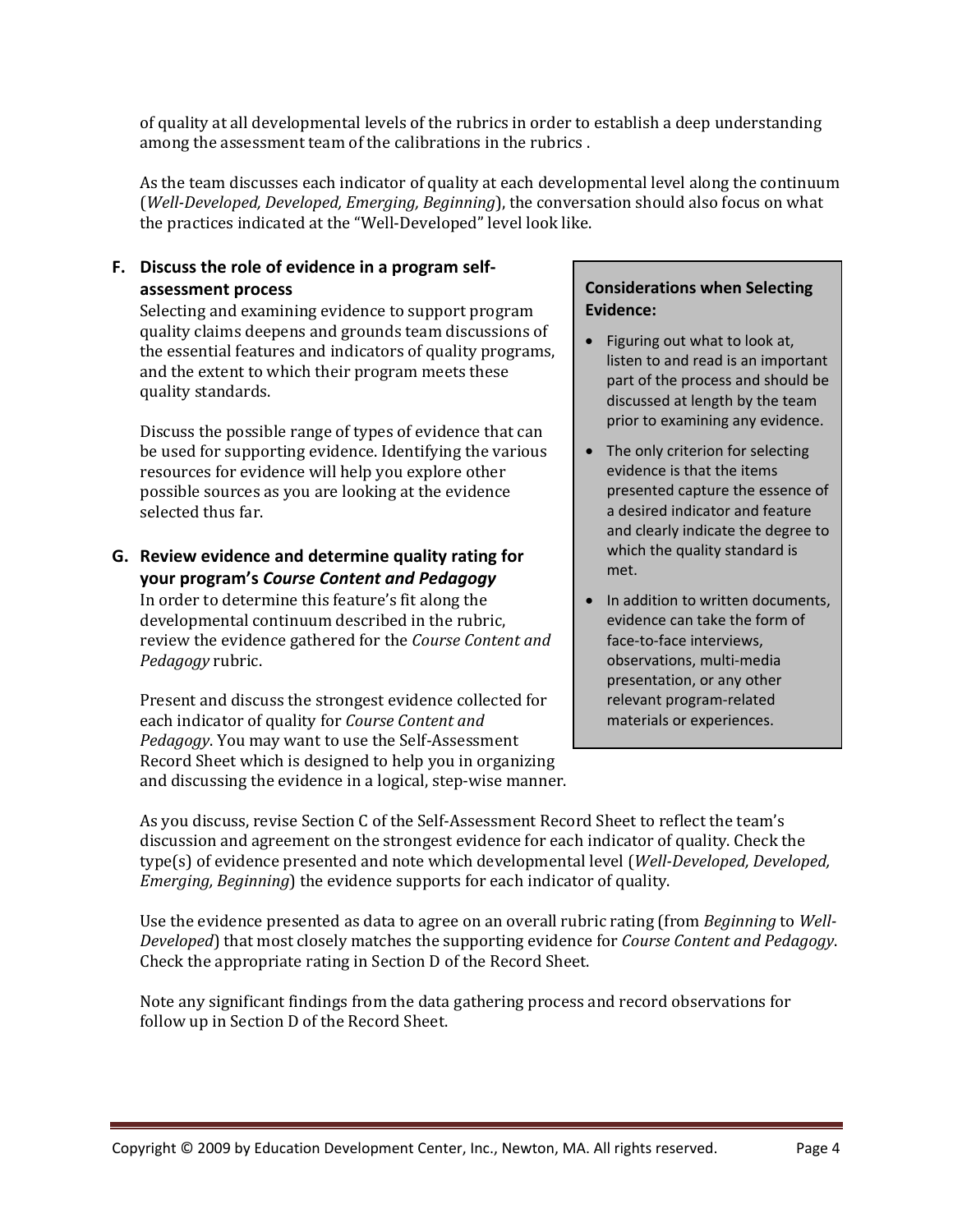of quality at all developmental levels of the rubrics in order to establish a deep understanding among the assessment team of the calibrations in the rubrics .

As the team discusses each indicator of quality at each developmental level along the continuum (*Well-Developed, Developed, Emerging, Beginning*), the conversation should also focus on what the practices indicated at the "Well-Developed" level look like.

**F. Discuss the role of evidence in a program self-assessment process**

Selecting and examining evidence to support program quality claims deepens and grounds team discussions of the essential features and indicators of quality programs, and the extent to which their program meets these quality standards.

Discuss the possible range of types of evidence that can be used for supporting evidence. Identifying the various resources for evidence will help you explore other possible sources as you are looking at the evidence selected thus far.

**G. Review evidence and determine quality rating for your program's *Course Content and Pedagogy***

In order to determine this feature's fit along the developmental continuum described in the rubric, review the evidence gathered for the *Course Content and Pedagogy* rubric.

Present and discuss the strongest evidence collected for each indicator of quality for *Course Content and Pedagogy*. You may want to use the Self-Assessment Record Sheet which is designed to help you in organizing and discussing the evidence in a logical, step-wise manner.

> **Considerations when Selecting Evidence:**
>
> - Figuring out what to look at, listen to and read is an important part of the process and should be discussed at length by the team prior to examining any evidence.
> - The only criterion for selecting evidence is that the items presented capture the essence of a desired indicator and feature and clearly indicate the degree to which the quality standard is met.
> - In addition to written documents, evidence can take the form of face-to-face interviews, observations, multi-media presentation, or any other relevant program-related materials or experiences.

As you discuss, revise Section C of the Self-Assessment Record Sheet to reflect the team's discussion and agreement on the strongest evidence for each indicator of quality. Check the type(s) of evidence presented and note which developmental level (*Well-Developed, Developed, Emerging, Beginning*) the evidence supports for each indicator of quality.

Use the evidence presented as data to agree on an overall rubric rating (from *Beginning* to *Well-Developed*) that most closely matches the supporting evidence for *Course Content and Pedagogy*. Check the appropriate rating in Section D of the Record Sheet.

Note any significant findings from the data gathering process and record observations for follow up in Section D of the Record Sheet.

Copyright © 2009 by Education Development Center, Inc., Newton, MA. All rights reserved.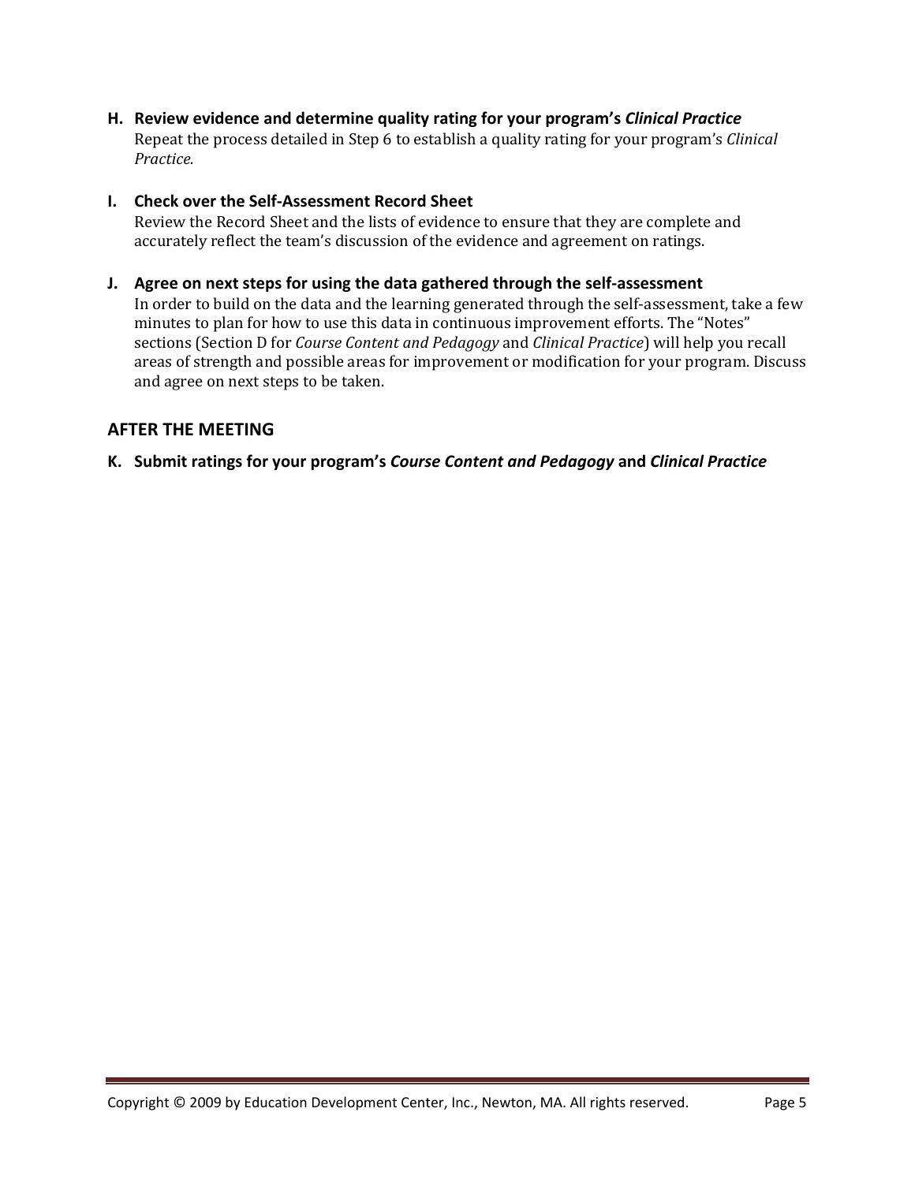**H. Review evidence and determine quality rating for your program's *Clinical Practice***

Repeat the process detailed in Step 6 to establish a quality rating for your program's *Clinical Practice.*

**I. Check over the Self-Assessment Record Sheet**

Review the Record Sheet and the lists of evidence to ensure that they are complete and accurately reflect the team's discussion of the evidence and agreement on ratings.

**J. Agree on next steps for using the data gathered through the self-assessment**

In order to build on the data and the learning generated through the self-assessment, take a few minutes to plan for how to use this data in continuous improvement efforts. The "Notes" sections (Section D for *Course Content and Pedagogy* and *Clinical Practice*) will help you recall areas of strength and possible areas for improvement or modification for your program. Discuss and agree on next steps to be taken.

## AFTER THE MEETING

**K. Submit ratings for your program's *Course Content and Pedagogy* and *Clinical Practice***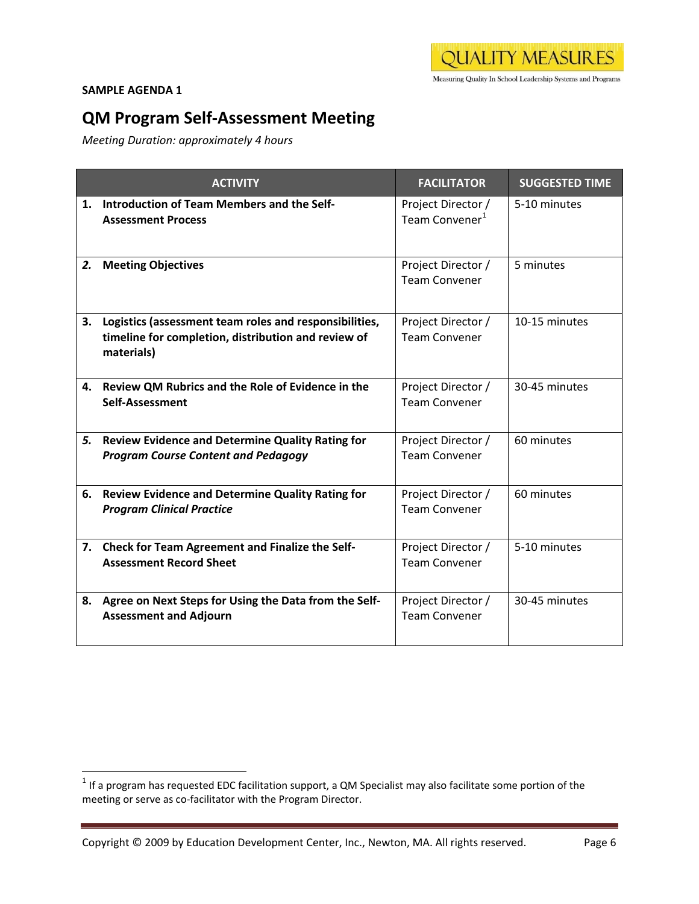**SAMPLE AGENDA 1**

## QM Program Self-Assessment Meeting

*Meeting Duration: approximately 4 hours*

| ACTIVITY | FACILITATOR | SUGGESTED TIME |
|---|---|---|
| **1. Introduction of Team Members and the Self-Assessment Process** | Project Director / Team Convener[1] | 5-10 minutes |
| ***2.* Meeting Objectives** | Project Director / Team Convener | 5 minutes |
| **3. Logistics (assessment team roles and responsibilities, timeline for completion, distribution and review of materials)** | Project Director / Team Convener | 10-15 minutes |
| **4. Review QM Rubrics and the Role of Evidence in the Self-Assessment** | Project Director / Team Convener | 30-45 minutes |
| ***5.* Review Evidence and Determine Quality Rating for *Program Course Content and Pedagogy*** | Project Director / Team Convener | 60 minutes |
| **6. Review Evidence and Determine Quality Rating for *Program Clinical Practice*** | Project Director / Team Convener | 60 minutes |
| **7. Check for Team Agreement and Finalize the Self-Assessment Record Sheet** | Project Director / Team Convener | 5-10 minutes |
| **8. Agree on Next Steps for Using the Data from the Self-Assessment and Adjourn** | Project Director / Team Convener | 30-45 minutes |

[1] If a program has requested EDC facilitation support, a QM Specialist may also facilitate some portion of the meeting or serve as co-facilitator with the Program Director.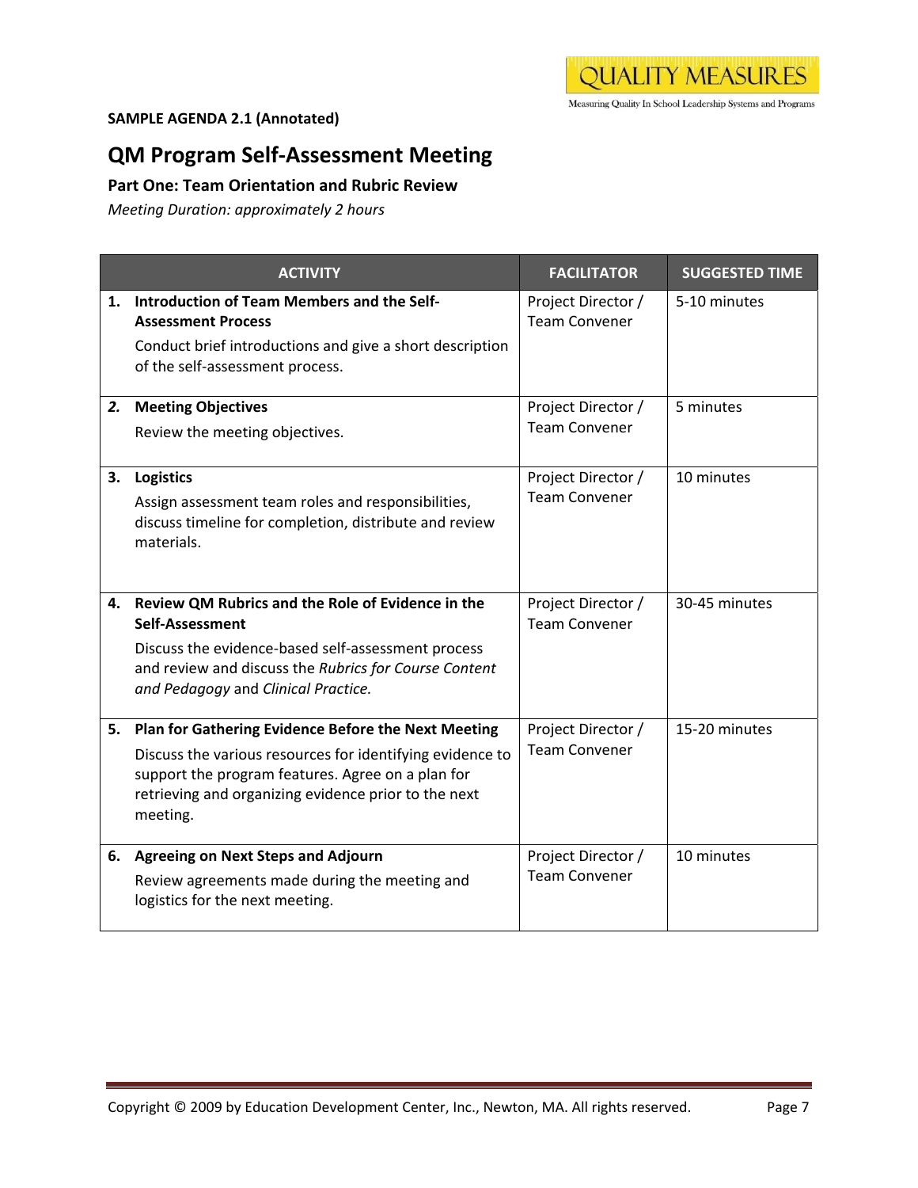**SAMPLE AGENDA 2.1 (Annotated)**

## QM Program Self-Assessment Meeting

### Part One: Team Orientation and Rubric Review

*Meeting Duration: approximately 2 hours*

| ACTIVITY | FACILITATOR | SUGGESTED TIME |
|---|---|---|
| **1. Introduction of Team Members and the Self-Assessment Process** Conduct brief introductions and give a short description of the self-assessment process. | Project Director / Team Convener | 5-10 minutes |
| ***2.*** **Meeting Objectives** Review the meeting objectives. | Project Director / Team Convener | 5 minutes |
| **3. Logistics** Assign assessment team roles and responsibilities, discuss timeline for completion, distribute and review materials. | Project Director / Team Convener | 10 minutes |
| **4. Review QM Rubrics and the Role of Evidence in the Self-Assessment** Discuss the evidence-based self-assessment process and review and discuss the *Rubrics for Course Content and Pedagogy* and *Clinical Practice.* | Project Director / Team Convener | 30-45 minutes |
| **5. Plan for Gathering Evidence Before the Next Meeting** Discuss the various resources for identifying evidence to support the program features. Agree on a plan for retrieving and organizing evidence prior to the next meeting. | Project Director / Team Convener | 15-20 minutes |
| **6. Agreeing on Next Steps and Adjourn** Review agreements made during the meeting and logistics for the next meeting. | Project Director / Team Convener | 10 minutes |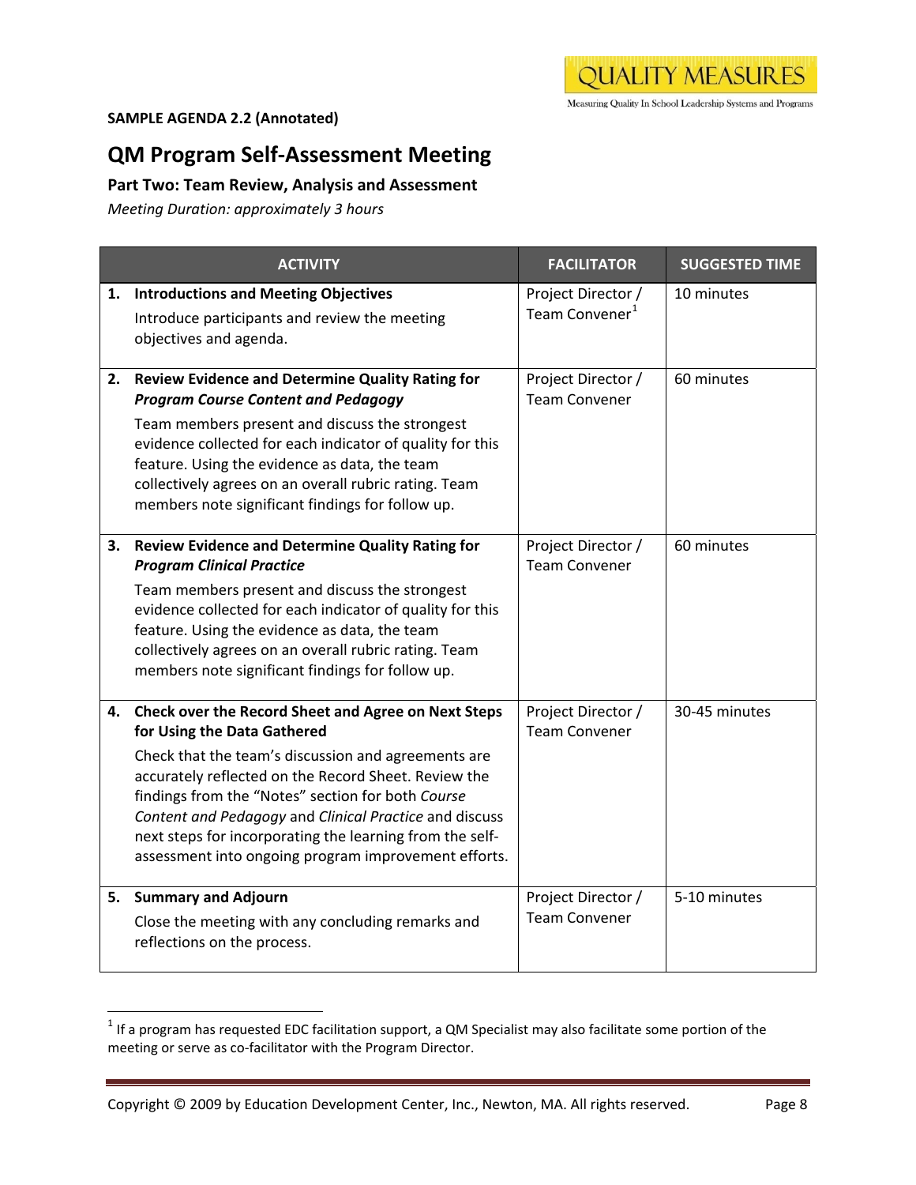**SAMPLE AGENDA 2.2 (Annotated)**

# QM Program Self-Assessment Meeting

## Part Two: Team Review, Analysis and Assessment

*Meeting Duration: approximately 3 hours*

| ACTIVITY | FACILITATOR | SUGGESTED TIME |
|---|---|---|
| **1. Introductions and Meeting Objectives**<br>Introduce participants and review the meeting objectives and agenda. | Project Director / Team Convener[1] | 10 minutes |
| **2. Review Evidence and Determine Quality Rating for *Program Course Content and Pedagogy***<br>Team members present and discuss the strongest evidence collected for each indicator of quality for this feature. Using the evidence as data, the team collectively agrees on an overall rubric rating. Team members note significant findings for follow up. | Project Director / Team Convener | 60 minutes |
| **3. Review Evidence and Determine Quality Rating for *Program Clinical Practice***<br>Team members present and discuss the strongest evidence collected for each indicator of quality for this feature. Using the evidence as data, the team collectively agrees on an overall rubric rating. Team members note significant findings for follow up. | Project Director / Team Convener | 60 minutes |
| **4. Check over the Record Sheet and Agree on Next Steps for Using the Data Gathered**<br>Check that the team's discussion and agreements are accurately reflected on the Record Sheet. Review the findings from the "Notes" section for both *Course Content and Pedagogy* and *Clinical Practice* and discuss next steps for incorporating the learning from the self-assessment into ongoing program improvement efforts. | Project Director / Team Convener | 30-45 minutes |
| **5. Summary and Adjourn**<br>Close the meeting with any concluding remarks and reflections on the process. | Project Director / Team Convener | 5-10 minutes |

[1] If a program has requested EDC facilitation support, a QM Specialist may also facilitate some portion of the meeting or serve as co-facilitator with the Program Director.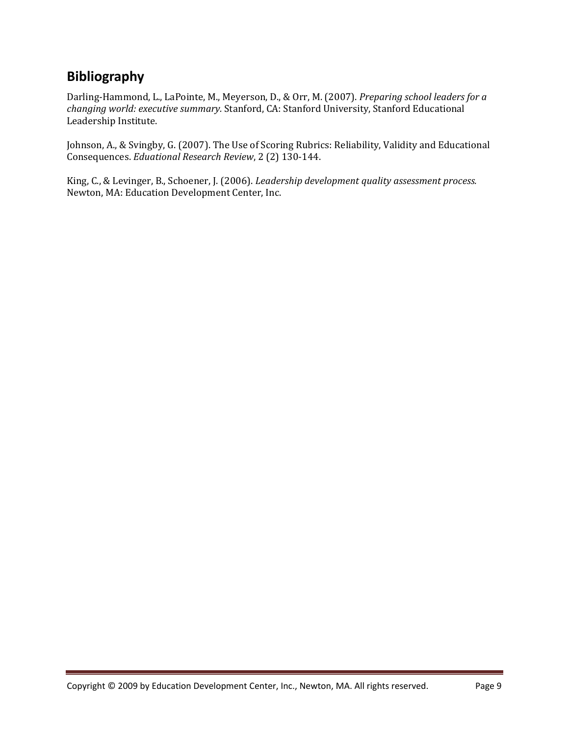## Bibliography

Darling-Hammond, L., LaPointe, M., Meyerson, D., & Orr, M. (2007). *Preparing school leaders for a changing world: executive summary.* Stanford, CA: Stanford University, Stanford Educational Leadership Institute.

Johnson, A., & Svingby, G. (2007). The Use of Scoring Rubrics: Reliability, Validity and Educational Consequences. *Eduational Research Review*, 2 (2) 130-144.

King, C., & Levinger, B., Schoener, J. (2006). *Leadership development quality assessment process.* Newton, MA: Education Development Center, Inc.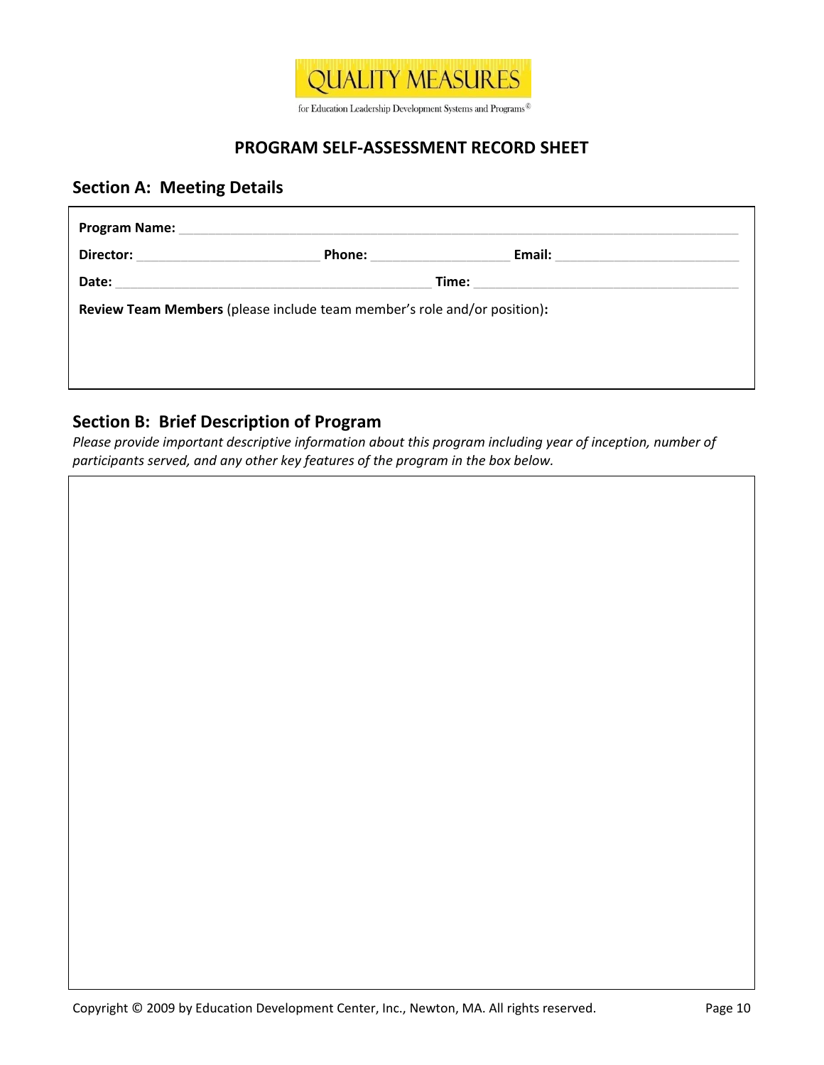QUALITY MEASURES

for Education Leadership Development Systems and Programs©

## PROGRAM SELF-ASSESSMENT RECORD SHEET

### Section A: Meeting Details

**Program Name:** ____________________________________________

**Director:** ____________________ **Phone:** ________________ **Email:** ____________________

**Date:** ________________________________ **Time:** ____________________________

**Review Team Members** (please include team member's role and/or position)**:**

### Section B: Brief Description of Program

*Please provide important descriptive information about this program including year of inception, number of participants served, and any other key features of the program in the box below.*

Copyright © 2009 by Education Development Center, Inc., Newton, MA. All rights reserved.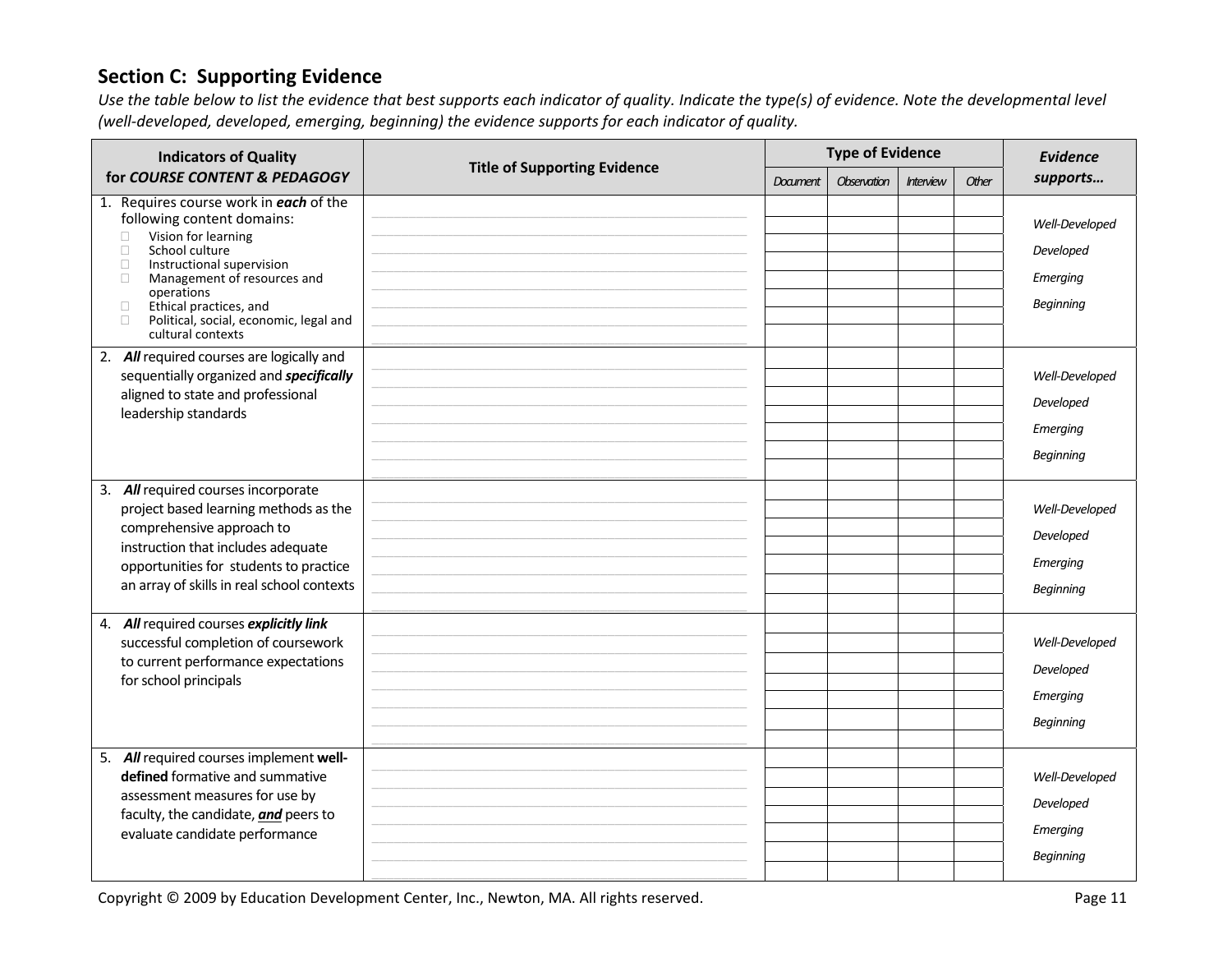## Section C: Supporting Evidence

*Use the table below to list the evidence that best supports each indicator of quality. Indicate the type(s) of evidence. Note the developmental level (well-developed, developed, emerging, beginning) the evidence supports for each indicator of quality.*

| Indicators of Quality for *COURSE CONTENT & PEDAGOGY* | Title of Supporting Evidence | Type of Evidence | | | | *Evidence supports…* |
|---|---|---|---|---|---|---|
| | | *Document* | *Observation* | *Interview* | *Other* | |
| 1. Requires course work in ***each*** of the following content domains:<br>☐ Vision for learning<br>☐ School culture<br>☐ Instructional supervision<br>☐ Management of resources and operations<br>☐ Ethical practices, and<br>☐ Political, social, economic, legal and cultural contexts | | | | | | *Well-Developed*<br>*Developed*<br>*Emerging*<br>*Beginning* |
| 2. ***All*** required courses are logically and sequentially organized and ***specifically*** aligned to state and professional leadership standards | | | | | | *Well-Developed*<br>*Developed*<br>*Emerging*<br>*Beginning* |
| 3. ***All*** required courses incorporate project based learning methods as the comprehensive approach to instruction that includes adequate opportunities for students to practice an array of skills in real school contexts | | | | | | *Well-Developed*<br>*Developed*<br>*Emerging*<br>*Beginning* |
| 4. ***All*** required courses ***explicitly link*** successful completion of coursework to current performance expectations for school principals | | | | | | *Well-Developed*<br>*Developed*<br>*Emerging*<br>*Beginning* |
| 5. ***All*** required courses implement **well-defined** formative and summative assessment measures for use by faculty, the candidate, ***and*** peers to evaluate candidate performance | | | | | | *Well-Developed*<br>*Developed*<br>*Emerging*<br>*Beginning* |

Copyright © 2009 by Education Development Center, Inc., Newton, MA. All rights reserved.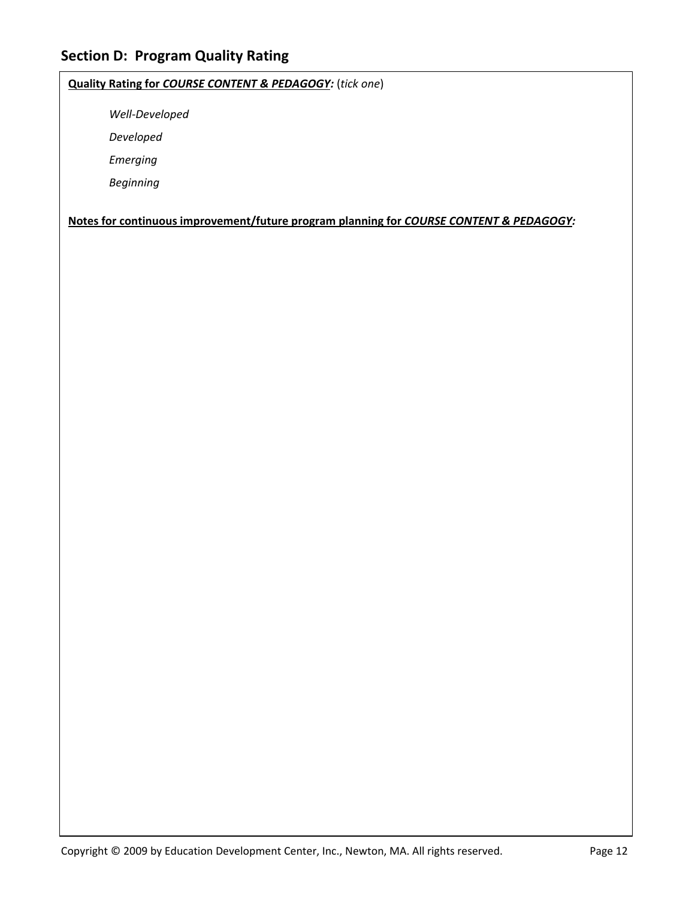## Section D: Program Quality Rating

**Quality Rating for *COURSE CONTENT & PEDAGOGY:*** (*tick one*)

*Well-Developed*

*Developed*

*Emerging*

*Beginning*

**Notes for continuous improvement/future program planning for *COURSE CONTENT & PEDAGOGY:***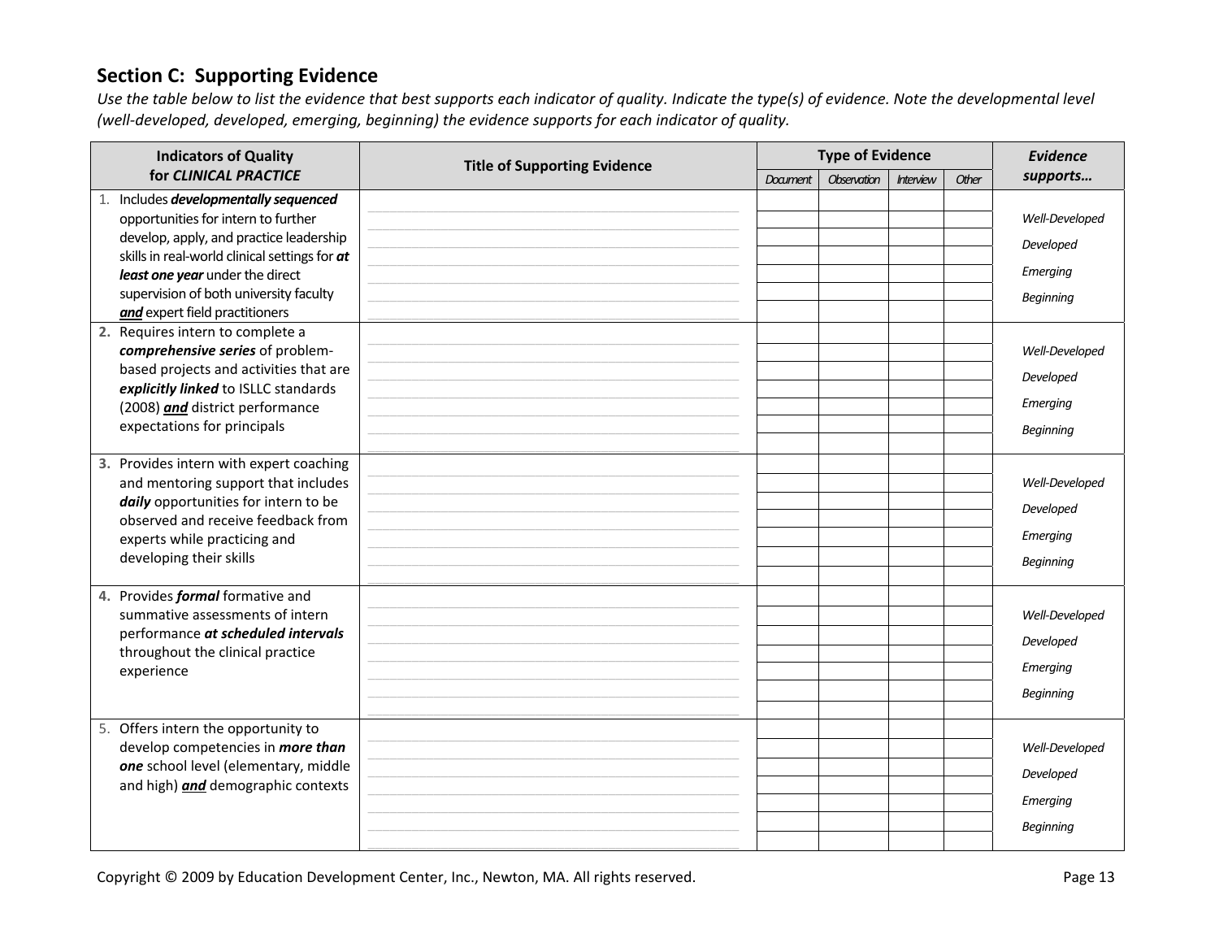## Section C: Supporting Evidence

*Use the table below to list the evidence that best supports each indicator of quality. Indicate the type(s) of evidence. Note the developmental level (well-developed, developed, emerging, beginning) the evidence supports for each indicator of quality.*

| Indicators of Quality for *CLINICAL PRACTICE* | Title of Supporting Evidence | Type of Evidence | | | | *Evidence supports…* |
|---|---|---|---|---|---|---|
| | | *Document* | *Observation* | *Interview* | *Other* | |
| 1. Includes ***developmentally sequenced*** opportunities for intern to further develop, apply, and practice leadership skills in real-world clinical settings for ***at least one year*** under the direct supervision of both university faculty ***and*** expert field practitioners | | | | | | *Well-Developed*<br>*Developed*<br>*Emerging*<br>*Beginning* |
| 2. Requires intern to complete a ***comprehensive series*** of problem-based projects and activities that are ***explicitly linked*** to ISLLC standards (2008) ***and*** district performance expectations for principals | | | | | | *Well-Developed*<br>*Developed*<br>*Emerging*<br>*Beginning* |
| 3. Provides intern with expert coaching and mentoring support that includes ***daily*** opportunities for intern to be observed and receive feedback from experts while practicing and developing their skills | | | | | | *Well-Developed*<br>*Developed*<br>*Emerging*<br>*Beginning* |
| 4. Provides ***formal*** formative and summative assessments of intern performance ***at scheduled intervals*** throughout the clinical practice experience | | | | | | *Well-Developed*<br>*Developed*<br>*Emerging*<br>*Beginning* |
| 5. Offers intern the opportunity to develop competencies in ***more than one*** school level (elementary, middle and high) ***and*** demographic contexts | | | | | | *Well-Developed*<br>*Developed*<br>*Emerging*<br>*Beginning* |

Copyright © 2009 by Education Development Center, Inc., Newton, MA. All rights reserved.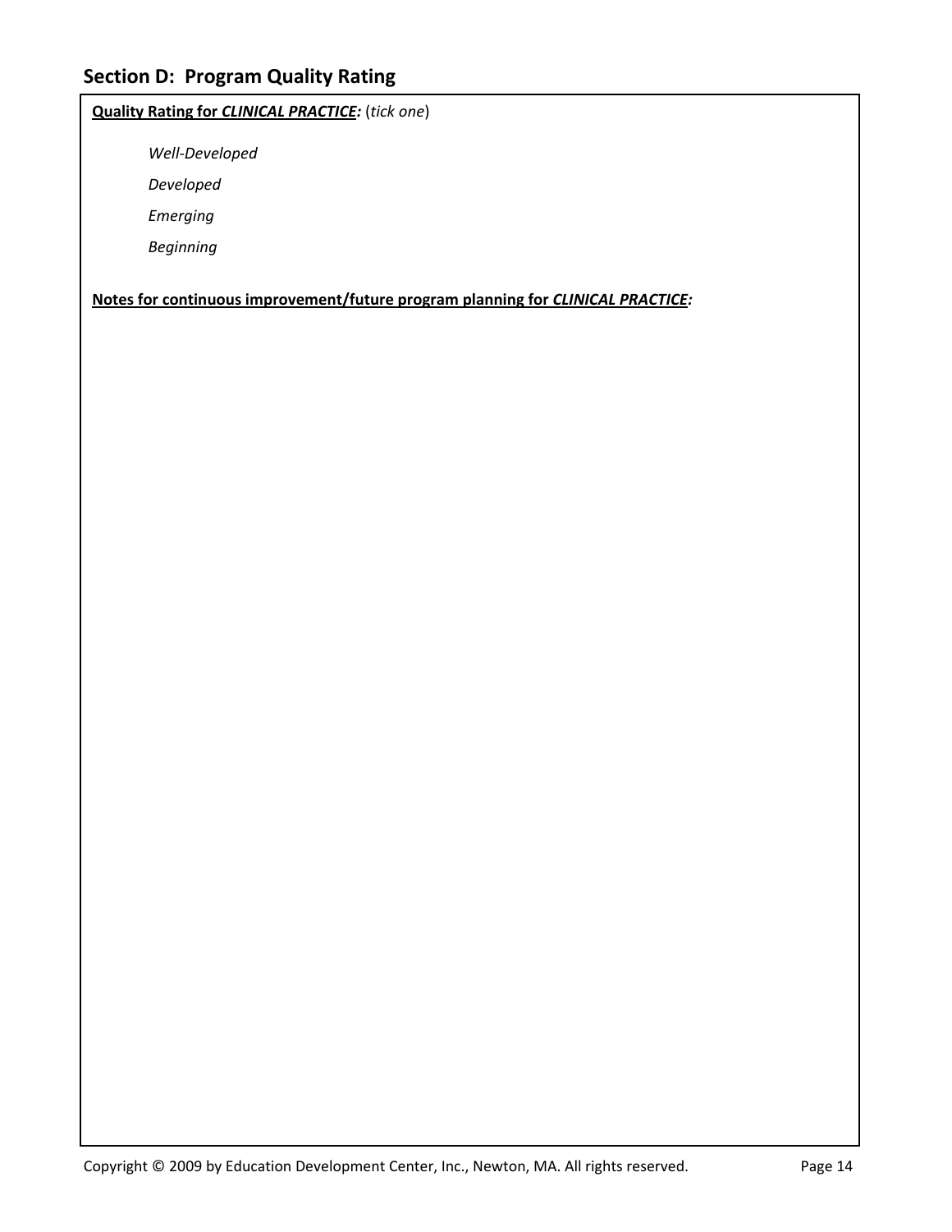## Section D: Program Quality Rating

**Quality Rating for *CLINICAL PRACTICE:*** (*tick one*)

*Well-Developed*

*Developed*

*Emerging*

*Beginning*

**Notes for continuous improvement/future program planning for *CLINICAL PRACTICE:***

Copyright © 2009 by Education Development Center, Inc., Newton, MA. All rights reserved.